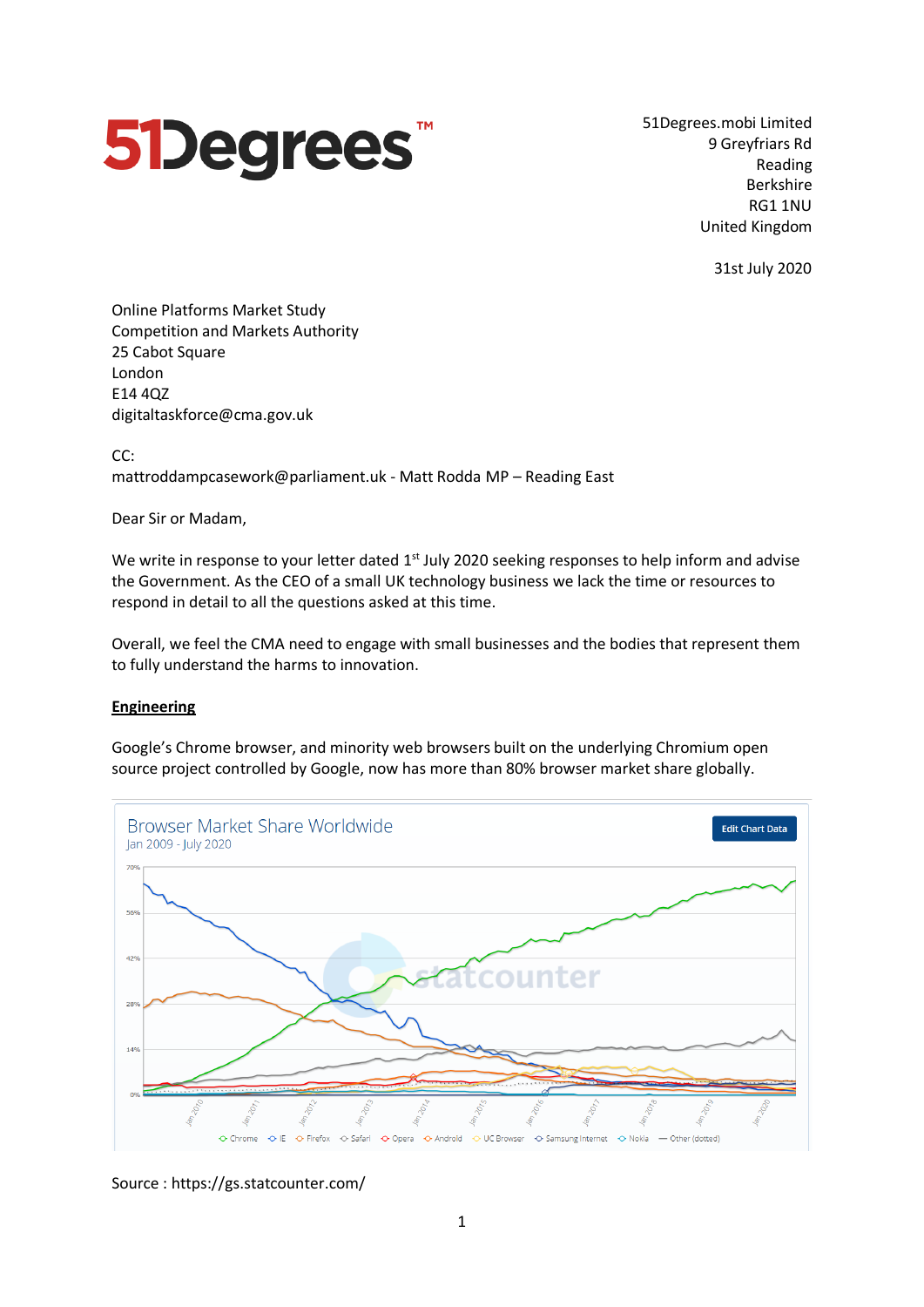51Degrees™

51Degrees.mobi Limited
9 Greyfriars Rd
Reading
Berkshire
RG1 1NU
United Kingdom

31st July 2020

Online Platforms Market Study
Competition and Markets Authority
25 Cabot Square
London
E14 4QZ
digitaltaskforce@cma.gov.uk

CC:
mattroddampcasework@parliament.uk - Matt Rodda MP – Reading East

Dear Sir or Madam,

We write in response to your letter dated 1st July 2020 seeking responses to help inform and advise the Government. As the CEO of a small UK technology business we lack the time or resources to respond in detail to all the questions asked at this time.

Overall, we feel the CMA need to engage with small businesses and the bodies that represent them to fully understand the harms to innovation.

## Engineering

Google's Chrome browser, and minority web browsers built on the underlying Chromium open source project controlled by Google, now has more than 80% browser market share globally.

Browser Market Share Worldwide
Jan 2009 - July 2020

Source : https://gs.statcounter.com/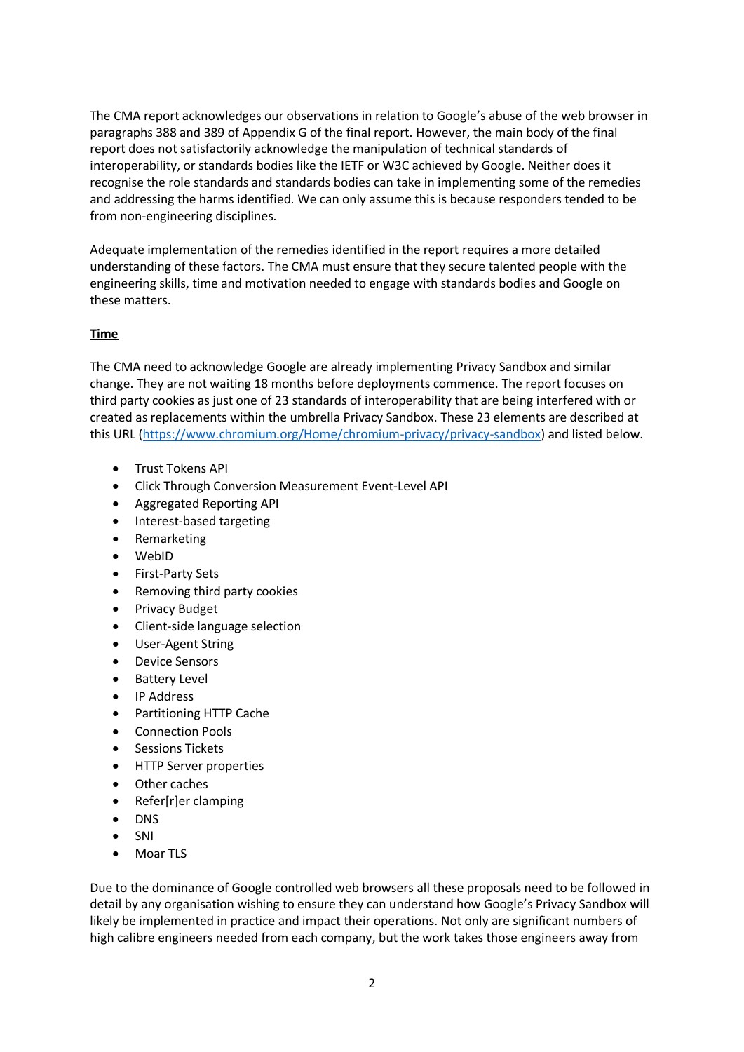The CMA report acknowledges our observations in relation to Google's abuse of the web browser in paragraphs 388 and 389 of Appendix G of the final report. However, the main body of the final report does not satisfactorily acknowledge the manipulation of technical standards of interoperability, or standards bodies like the IETF or W3C achieved by Google. Neither does it recognise the role standards and standards bodies can take in implementing some of the remedies and addressing the harms identified. We can only assume this is because responders tended to be from non-engineering disciplines.

Adequate implementation of the remedies identified in the report requires a more detailed understanding of these factors. The CMA must ensure that they secure talented people with the engineering skills, time and motivation needed to engage with standards bodies and Google on these matters.

**Time**

The CMA need to acknowledge Google are already implementing Privacy Sandbox and similar change. They are not waiting 18 months before deployments commence. The report focuses on third party cookies as just one of 23 standards of interoperability that are being interfered with or created as replacements within the umbrella Privacy Sandbox. These 23 elements are described at this URL ([https://www.chromium.org/Home/chromium-privacy/privacy-sandbox](https://www.chromium.org/Home/chromium-privacy/privacy-sandbox)) and listed below.

- Trust Tokens API
- Click Through Conversion Measurement Event-Level API
- Aggregated Reporting API
- Interest-based targeting
- Remarketing
- WebID
- First-Party Sets
- Removing third party cookies
- Privacy Budget
- Client-side language selection
- User-Agent String
- Device Sensors
- Battery Level
- IP Address
- Partitioning HTTP Cache
- Connection Pools
- Sessions Tickets
- HTTP Server properties
- Other caches
- Refer[r]er clamping
- DNS
- SNI
- Moar TLS

Due to the dominance of Google controlled web browsers all these proposals need to be followed in detail by any organisation wishing to ensure they can understand how Google's Privacy Sandbox will likely be implemented in practice and impact their operations. Not only are significant numbers of high calibre engineers needed from each company, but the work takes those engineers away from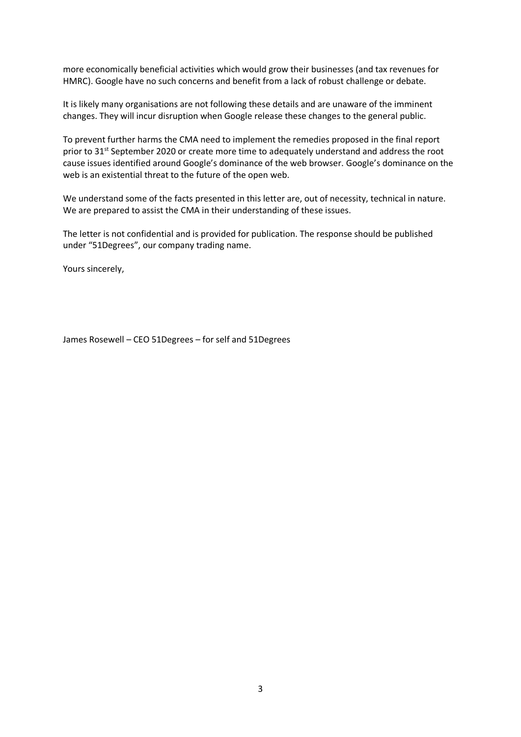more economically beneficial activities which would grow their businesses (and tax revenues for HMRC). Google have no such concerns and benefit from a lack of robust challenge or debate.

It is likely many organisations are not following these details and are unaware of the imminent changes. They will incur disruption when Google release these changes to the general public.

To prevent further harms the CMA need to implement the remedies proposed in the final report prior to 31st September 2020 or create more time to adequately understand and address the root cause issues identified around Google's dominance of the web browser. Google's dominance on the web is an existential threat to the future of the open web.

We understand some of the facts presented in this letter are, out of necessity, technical in nature. We are prepared to assist the CMA in their understanding of these issues.

The letter is not confidential and is provided for publication. The response should be published under "51Degrees", our company trading name.

Yours sincerely,

James Rosewell – CEO 51Degrees – for self and 51Degrees